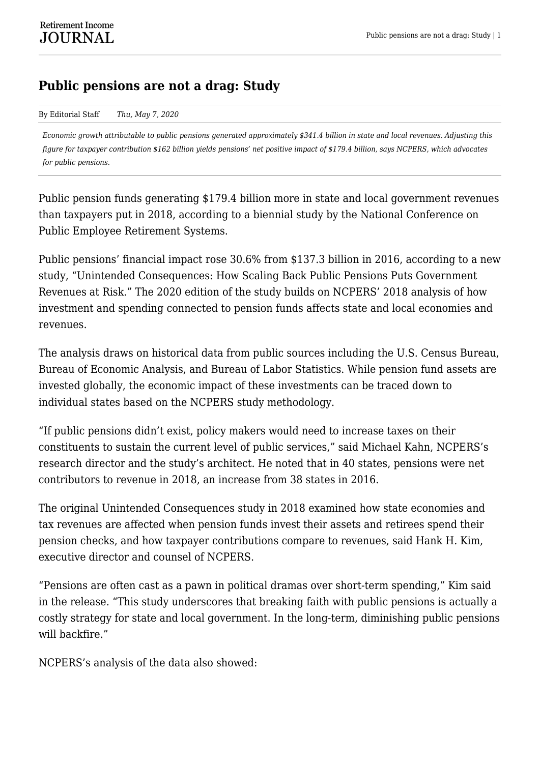# Public pensions are not a drag: Study

By Editorial Staff *Thu, May 7, 2020*

*Economic growth attributable to public pensions generated approximately $341.4 billion in state and local revenues. Adjusting this figure for taxpayer contribution $162 billion yields pensions' net positive impact of $179.4 billion, says NCPERS, which advocates for public pensions.*

Public pension funds generating $179.4 billion more in state and local government revenues than taxpayers put in 2018, according to a biennial study by the National Conference on Public Employee Retirement Systems.

Public pensions' financial impact rose 30.6% from $137.3 billion in 2016, according to a new study, "Unintended Consequences: How Scaling Back Public Pensions Puts Government Revenues at Risk." The 2020 edition of the study builds on NCPERS' 2018 analysis of how investment and spending connected to pension funds affects state and local economies and revenues.

The analysis draws on historical data from public sources including the U.S. Census Bureau, Bureau of Economic Analysis, and Bureau of Labor Statistics. While pension fund assets are invested globally, the economic impact of these investments can be traced down to individual states based on the NCPERS study methodology.

"If public pensions didn't exist, policy makers would need to increase taxes on their constituents to sustain the current level of public services," said Michael Kahn, NCPERS's research director and the study's architect. He noted that in 40 states, pensions were net contributors to revenue in 2018, an increase from 38 states in 2016.

The original Unintended Consequences study in 2018 examined how state economies and tax revenues are affected when pension funds invest their assets and retirees spend their pension checks, and how taxpayer contributions compare to revenues, said Hank H. Kim, executive director and counsel of NCPERS.

"Pensions are often cast as a pawn in political dramas over short-term spending," Kim said in the release. "This study underscores that breaking faith with public pensions is actually a costly strategy for state and local government. In the long-term, diminishing public pensions will backfire."

NCPERS's analysis of the data also showed: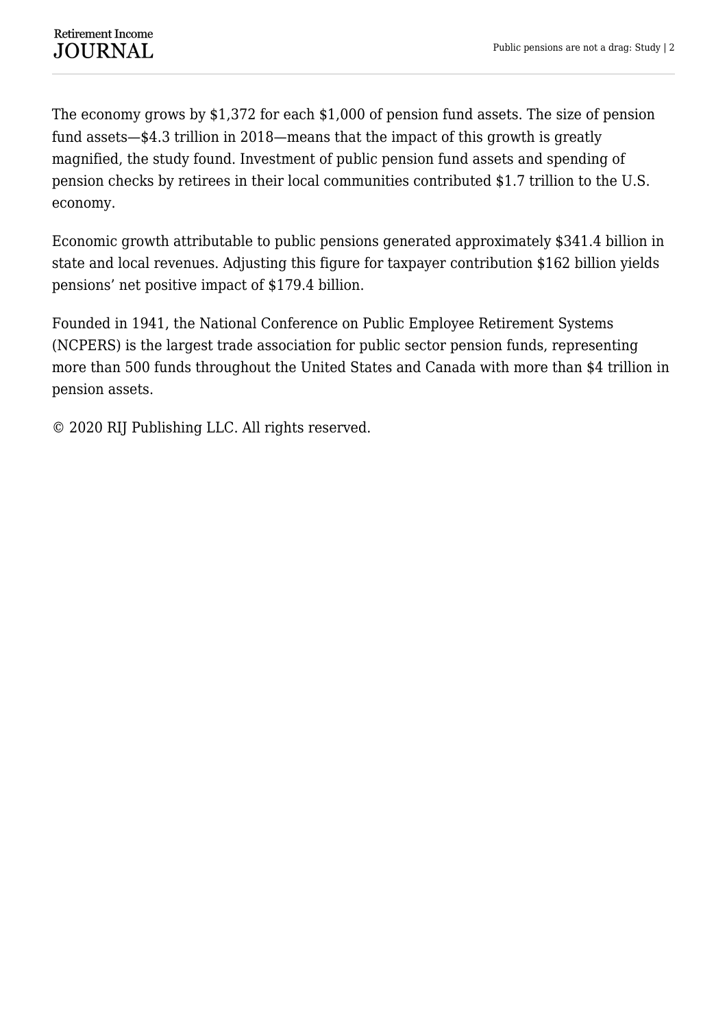The economy grows by $1,372 for each $1,000 of pension fund assets. The size of pension fund assets—$4.3 trillion in 2018—means that the impact of this growth is greatly magnified, the study found. Investment of public pension fund assets and spending of pension checks by retirees in their local communities contributed $1.7 trillion to the U.S. economy.

Economic growth attributable to public pensions generated approximately $341.4 billion in state and local revenues. Adjusting this figure for taxpayer contribution $162 billion yields pensions' net positive impact of $179.4 billion.

Founded in 1941, the National Conference on Public Employee Retirement Systems (NCPERS) is the largest trade association for public sector pension funds, representing more than 500 funds throughout the United States and Canada with more than $4 trillion in pension assets.

© 2020 RIJ Publishing LLC. All rights reserved.